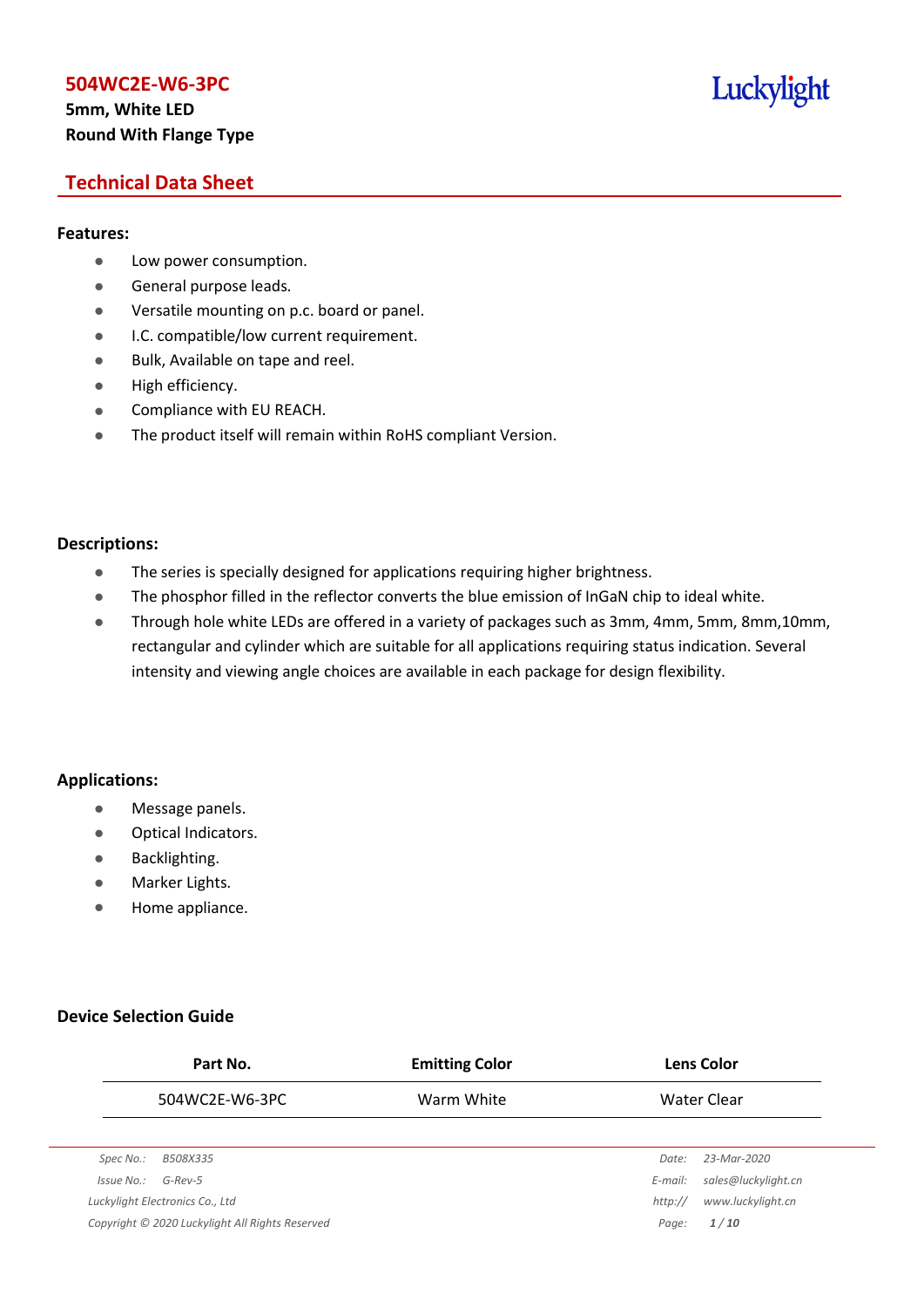# 504WC2E-W6-3PC

**5mm, White LED**
**Round With Flange Type**

Luckylight

## Technical Data Sheet

### Features:

- Low power consumption.
- General purpose leads.
- Versatile mounting on p.c. board or panel.
- I.C. compatible/low current requirement.
- Bulk, Available on tape and reel.
- High efficiency.
- Compliance with EU REACH.
- The product itself will remain within RoHS compliant Version.

### Descriptions:

- The series is specially designed for applications requiring higher brightness.
- The phosphor filled in the reflector converts the blue emission of InGaN chip to ideal white.
- Through hole white LEDs are offered in a variety of packages such as 3mm, 4mm, 5mm, 8mm,10mm, rectangular and cylinder which are suitable for all applications requiring status indication. Several intensity and viewing angle choices are available in each package for design flexibility.

### Applications:

- Message panels.
- Optical Indicators.
- Backlighting.
- Marker Lights.
- Home appliance.

### Device Selection Guide

| Part No. | Emitting Color | Lens Color |
|---|---|---|
| 504WC2E-W6-3PC | Warm White | Water Clear |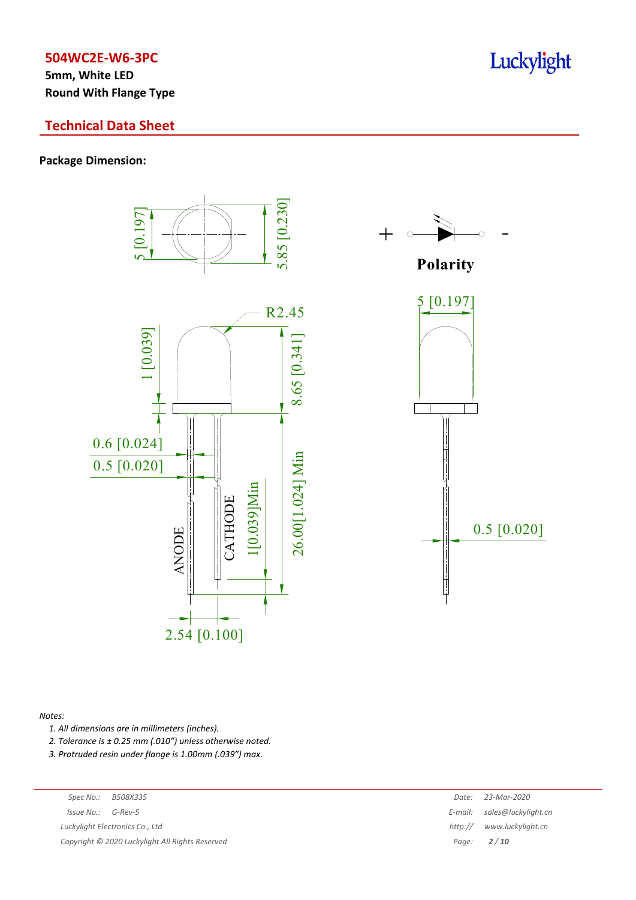## Package Dimension:

Notes:

1. All dimensions are in millimeters (inches).
2. Tolerance is ± 0.25 mm (.010") unless otherwise noted.
3. Protruded resin under flange is 1.00mm (.039") max.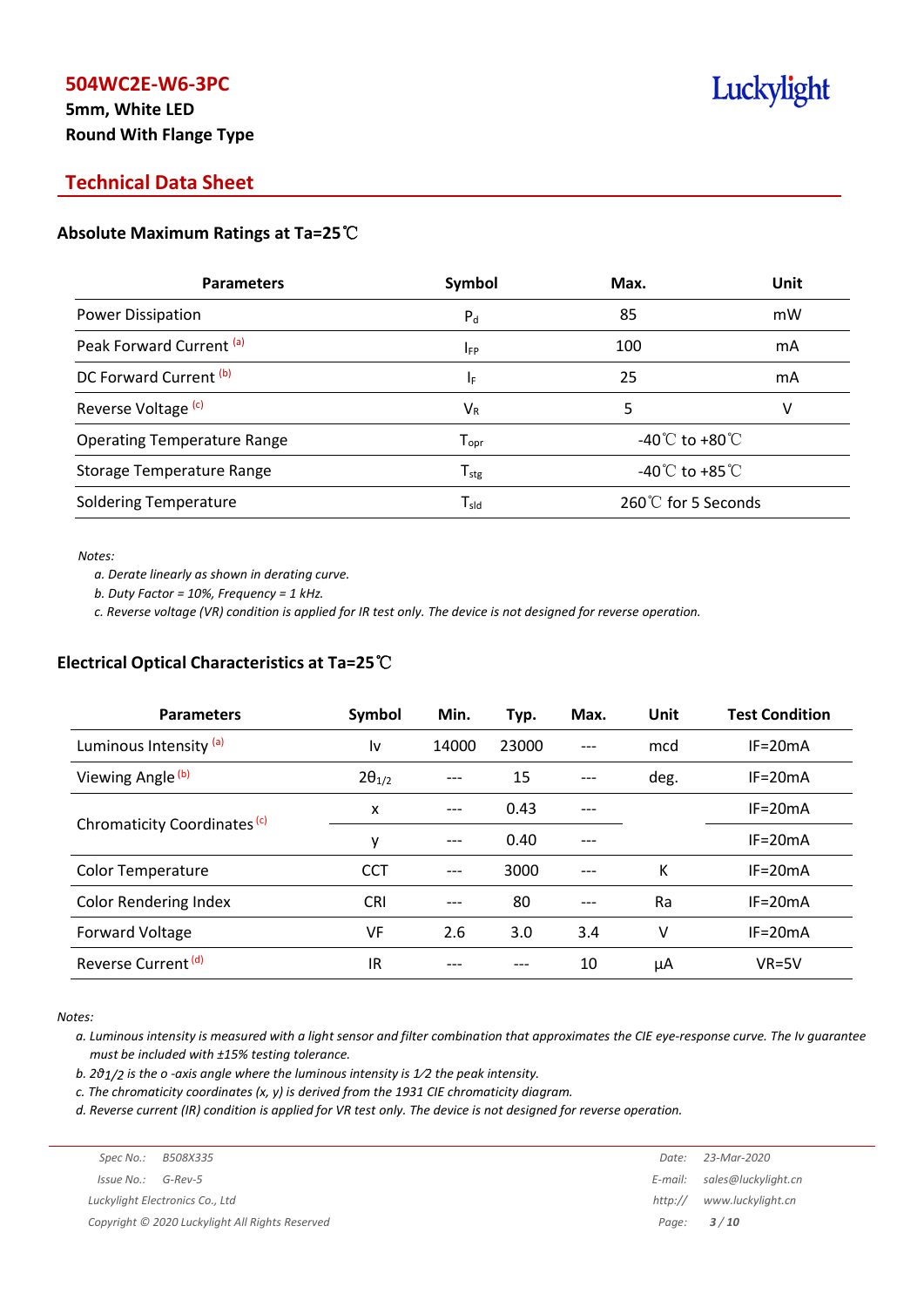# 504WC2E-W6-3PC

**5mm, White LED**
**Round With Flange Type**

## Technical Data Sheet

### Absolute Maximum Ratings at Ta=25℃

| Parameters | Symbol | Max. | Unit |
|---|---|---|---|
| Power Dissipation | $P_d$ | 85 | mW |
| Peak Forward Current [(a)] | $I_{FP}$ | 100 | mA |
| DC Forward Current [(b)] | $I_F$ | 25 | mA |
| Reverse Voltage [(c)] | $V_R$ | 5 | V |
| Operating Temperature Range | $T_{opr}$ | -40℃ to +80℃ | |
| Storage Temperature Range | $T_{stg}$ | -40℃ to +85℃ | |
| Soldering Temperature | $T_{sld}$ | 260℃ for 5 Seconds | |

*Notes:*

*a. Derate linearly as shown in derating curve.*

*b. Duty Factor = 10%, Frequency = 1 kHz.*

*c. Reverse voltage (VR) condition is applied for IR test only. The device is not designed for reverse operation.*

### Electrical Optical Characteristics at Ta=25℃

| Parameters | Symbol | Min. | Typ. | Max. | Unit | Test Condition |
|---|---|---|---|---|---|---|
| Luminous Intensity [(a)] | Iv | 14000 | 23000 | --- | mcd | IF=20mA |
| Viewing Angle [(b)] | $2\theta_{1/2}$ | --- | 15 | --- | deg. | IF=20mA |
| Chromaticity Coordinates [(c)] | x | --- | 0.43 | --- | | IF=20mA |
| | y | --- | 0.40 | --- | | IF=20mA |
| Color Temperature | CCT | --- | 3000 | --- | K | IF=20mA |
| Color Rendering Index | CRI | --- | 80 | --- | Ra | IF=20mA |
| Forward Voltage | VF | 2.6 | 3.0 | 3.4 | V | IF=20mA |
| Reverse Current [(d)] | IR | --- | --- | 10 | μA | VR=5V |

*Notes:*

*a. Luminous intensity is measured with a light sensor and filter combination that approximates the CIE eye-response curve. The Iv guarantee must be included with ±15% testing tolerance.*

*b. $2\vartheta_{1/2}$ is the o -axis angle where the luminous intensity is 1⁄2 the peak intensity.*

*c. The chromaticity coordinates (x, y) is derived from the 1931 CIE chromaticity diagram.*

*d. Reverse current (IR) condition is applied for VR test only. The device is not designed for reverse operation.*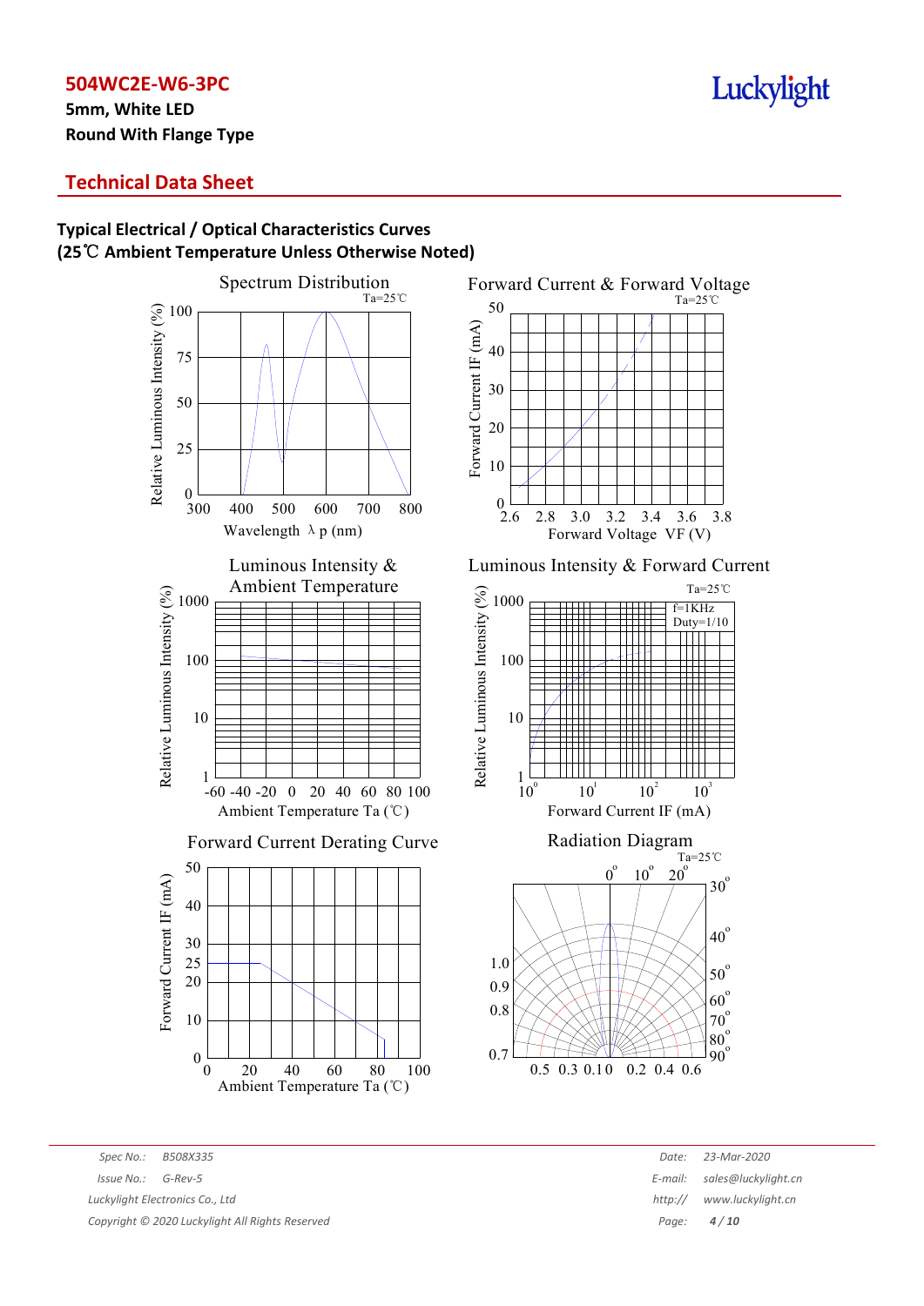**504WC2E-W6-3PC**

**5mm, White LED**

**Round With Flange Type**

## Technical Data Sheet

### Typical Electrical / Optical Characteristics Curves
### (25℃ Ambient Temperature Unless Otherwise Noted)

Spectrum Distribution
Ta=25℃
Relative Luminous Intensity (%)
Wavelength λp (nm)

Forward Current & Forward Voltage
Ta=25℃
Forward Current IF (mA)
Forward Voltage VF (V)

Luminous Intensity & Ambient Temperature
Relative Luminous Intensity (%)
Ambient Temperature Ta (℃)

Luminous Intensity & Forward Current
Ta=25℃
f=1KHz
Duty=1/10
Relative Luminous Intensity (%)
Forward Current IF (mA)

Forward Current Derating Curve
Forward Current IF (mA)
Ambient Temperature Ta (℃)

Radiation Diagram
Ta=25℃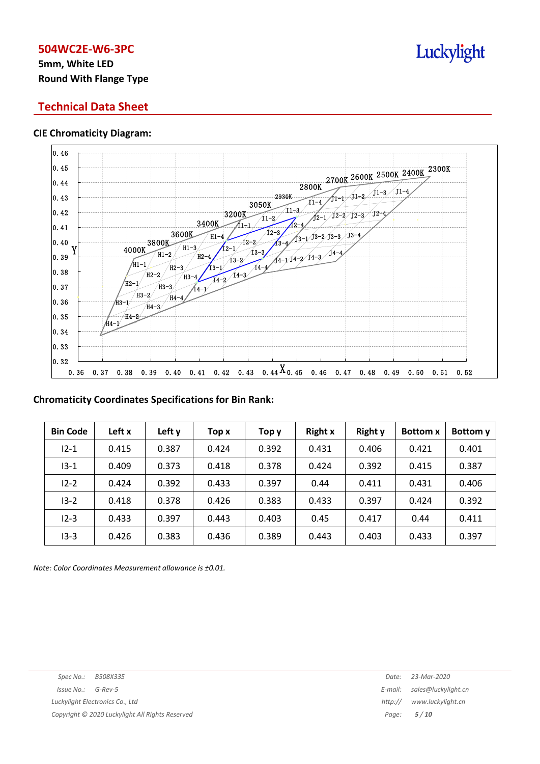## 504WC2E-W6-3PC

**5mm, White LED**
**Round With Flange Type**

## Technical Data Sheet

### CIE Chromaticity Diagram:

### Chromaticity Coordinates Specifications for Bin Rank:

| Bin Code | Left x | Left y | Top x | Top y | Right x | Right y | Bottom x | Bottom y |
|---|---|---|---|---|---|---|---|---|
| I2-1 | 0.415 | 0.387 | 0.424 | 0.392 | 0.431 | 0.406 | 0.421 | 0.401 |
| I3-1 | 0.409 | 0.373 | 0.418 | 0.378 | 0.424 | 0.392 | 0.415 | 0.387 |
| I2-2 | 0.424 | 0.392 | 0.433 | 0.397 | 0.44 | 0.411 | 0.431 | 0.406 |
| I3-2 | 0.418 | 0.378 | 0.426 | 0.383 | 0.433 | 0.397 | 0.424 | 0.392 |
| I2-3 | 0.433 | 0.397 | 0.443 | 0.403 | 0.45 | 0.417 | 0.44 | 0.411 |
| I3-3 | 0.426 | 0.383 | 0.436 | 0.389 | 0.443 | 0.403 | 0.433 | 0.397 |

*Note: Color Coordinates Measurement allowance is ±0.01.*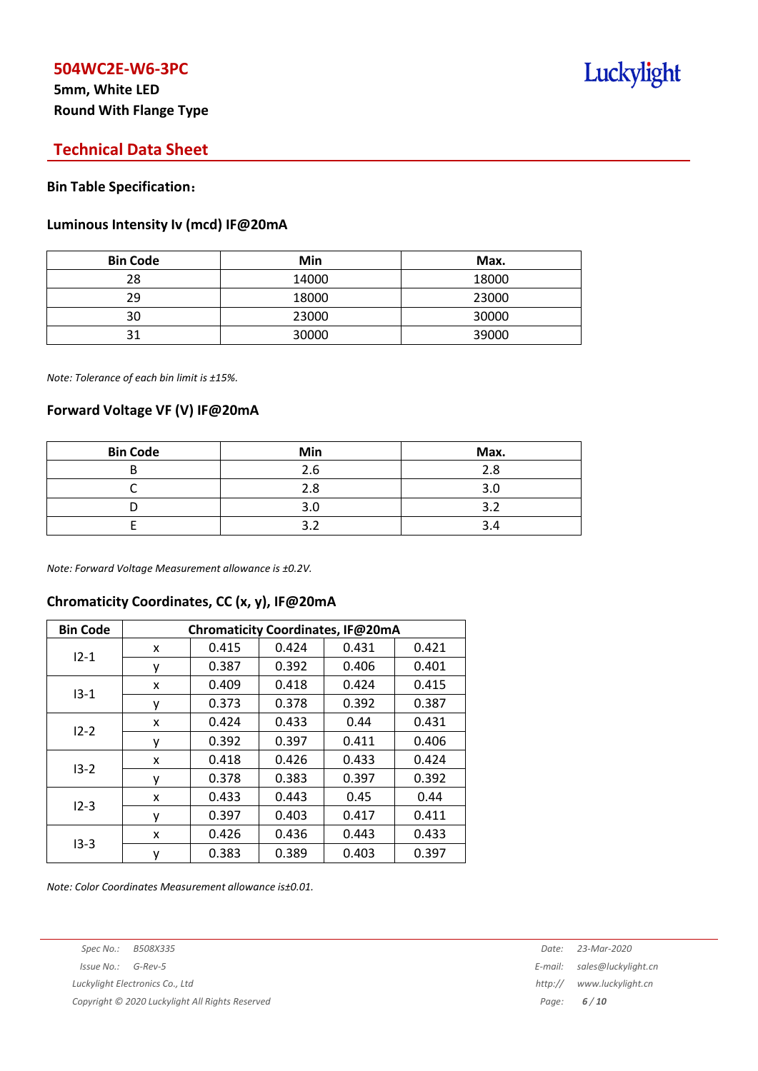# 504WC2E-W6-3PC

**5mm, White LED**
**Round With Flange Type**

## Technical Data Sheet

### Bin Table Specification：

### Luminous Intensity Iv (mcd) IF@20mA

| Bin Code | Min | Max. |
|---|---|---|
| 28 | 14000 | 18000 |
| 29 | 18000 | 23000 |
| 30 | 23000 | 30000 |
| 31 | 30000 | 39000 |

*Note: Tolerance of each bin limit is ±15%.*

### Forward Voltage VF (V) IF@20mA

| Bin Code | Min | Max. |
|---|---|---|
| B | 2.6 | 2.8 |
| C | 2.8 | 3.0 |
| D | 3.0 | 3.2 |
| E | 3.2 | 3.4 |

*Note: Forward Voltage Measurement allowance is ±0.2V.*

### Chromaticity Coordinates, CC (x, y), IF@20mA

| Bin Code | Chromaticity Coordinates, IF@20mA | | | | |
|---|---|---|---|---|---|
| I2-1 | x | 0.415 | 0.424 | 0.431 | 0.421 |
| | y | 0.387 | 0.392 | 0.406 | 0.401 |
| I3-1 | x | 0.409 | 0.418 | 0.424 | 0.415 |
| | y | 0.373 | 0.378 | 0.392 | 0.387 |
| I2-2 | x | 0.424 | 0.433 | 0.44 | 0.431 |
| | y | 0.392 | 0.397 | 0.411 | 0.406 |
| I3-2 | x | 0.418 | 0.426 | 0.433 | 0.424 |
| | y | 0.378 | 0.383 | 0.397 | 0.392 |
| I2-3 | x | 0.433 | 0.443 | 0.45 | 0.44 |
| | y | 0.397 | 0.403 | 0.417 | 0.411 |
| I3-3 | x | 0.426 | 0.436 | 0.443 | 0.433 |
| | y | 0.383 | 0.389 | 0.403 | 0.397 |

*Note: Color Coordinates Measurement allowance is±0.01.*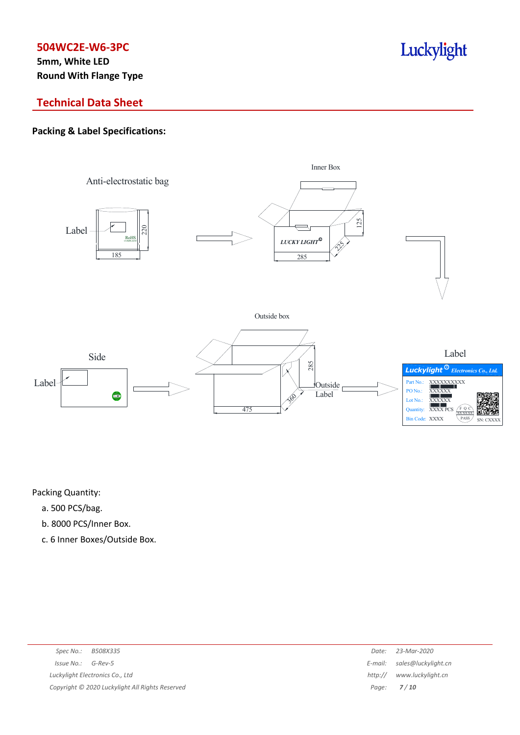## Technical Data Sheet

### Packing & Label Specifications:

Packing Quantity:

a. 500 PCS/bag.

b. 8000 PCS/Inner Box.

c. 6 Inner Boxes/Outside Box.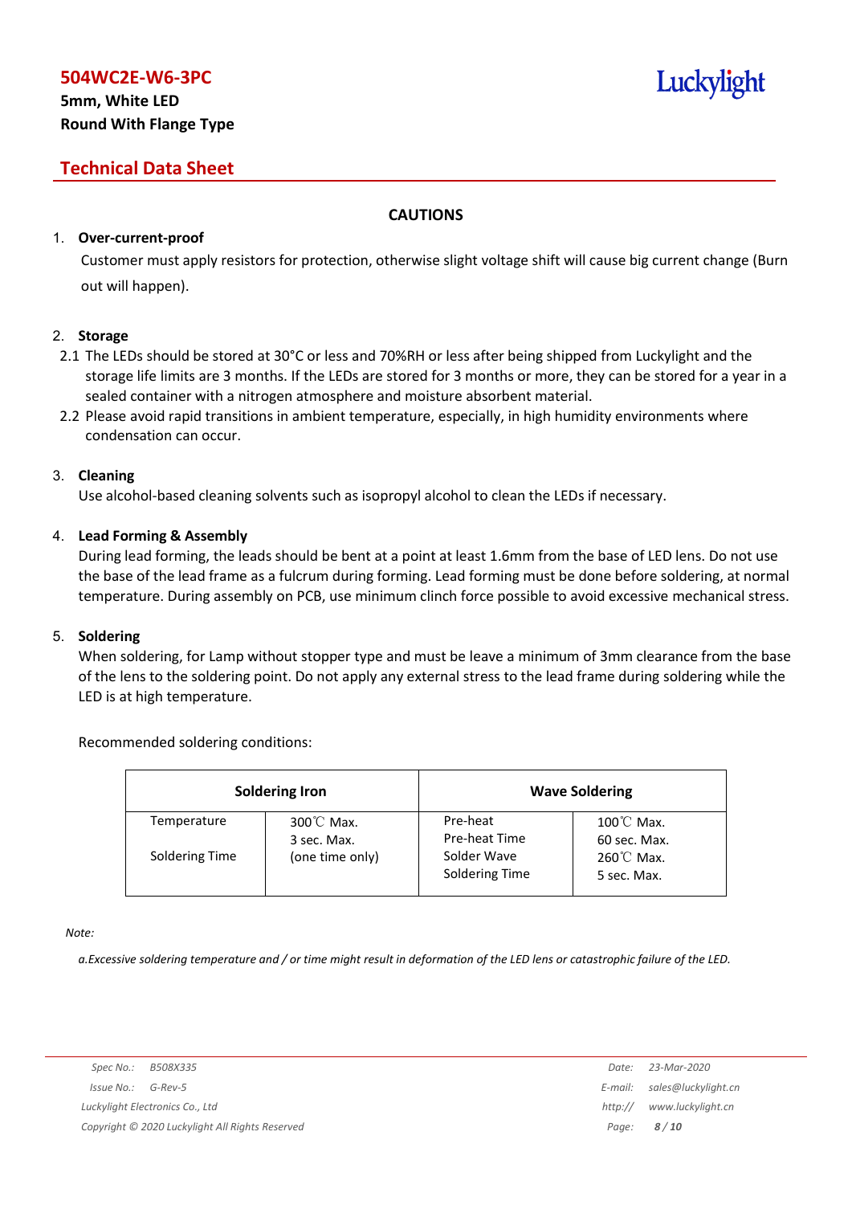## CAUTIONS

1. **Over-current-proof**

   Customer must apply resistors for protection, otherwise slight voltage shift will cause big current change (Burn out will happen).

2. **Storage**

   2.1 The LEDs should be stored at 30°C or less and 70%RH or less after being shipped from Luckylight and the storage life limits are 3 months. If the LEDs are stored for 3 months or more, they can be stored for a year in a sealed container with a nitrogen atmosphere and moisture absorbent material.

   2.2 Please avoid rapid transitions in ambient temperature, especially, in high humidity environments where condensation can occur.

3. **Cleaning**

   Use alcohol-based cleaning solvents such as isopropyl alcohol to clean the LEDs if necessary.

4. **Lead Forming & Assembly**

   During lead forming, the leads should be bent at a point at least 1.6mm from the base of LED lens. Do not use the base of the lead frame as a fulcrum during forming. Lead forming must be done before soldering, at normal temperature. During assembly on PCB, use minimum clinch force possible to avoid excessive mechanical stress.

5. **Soldering**

   When soldering, for Lamp without stopper type and must be leave a minimum of 3mm clearance from the base of the lens to the soldering point. Do not apply any external stress to the lead frame during soldering while the LED is at high temperature.

   Recommended soldering conditions:

| Soldering Iron | | Wave Soldering | |
|---|---|---|---|
| Temperature<br>Soldering Time | 300℃ Max.<br>3 sec. Max.<br>(one time only) | Pre-heat<br>Pre-heat Time<br>Solder Wave<br>Soldering Time | 100℃ Max.<br>60 sec. Max.<br>260℃ Max.<br>5 sec. Max. |

*Note:*

*a.Excessive soldering temperature and / or time might result in deformation of the LED lens or catastrophic failure of the LED.*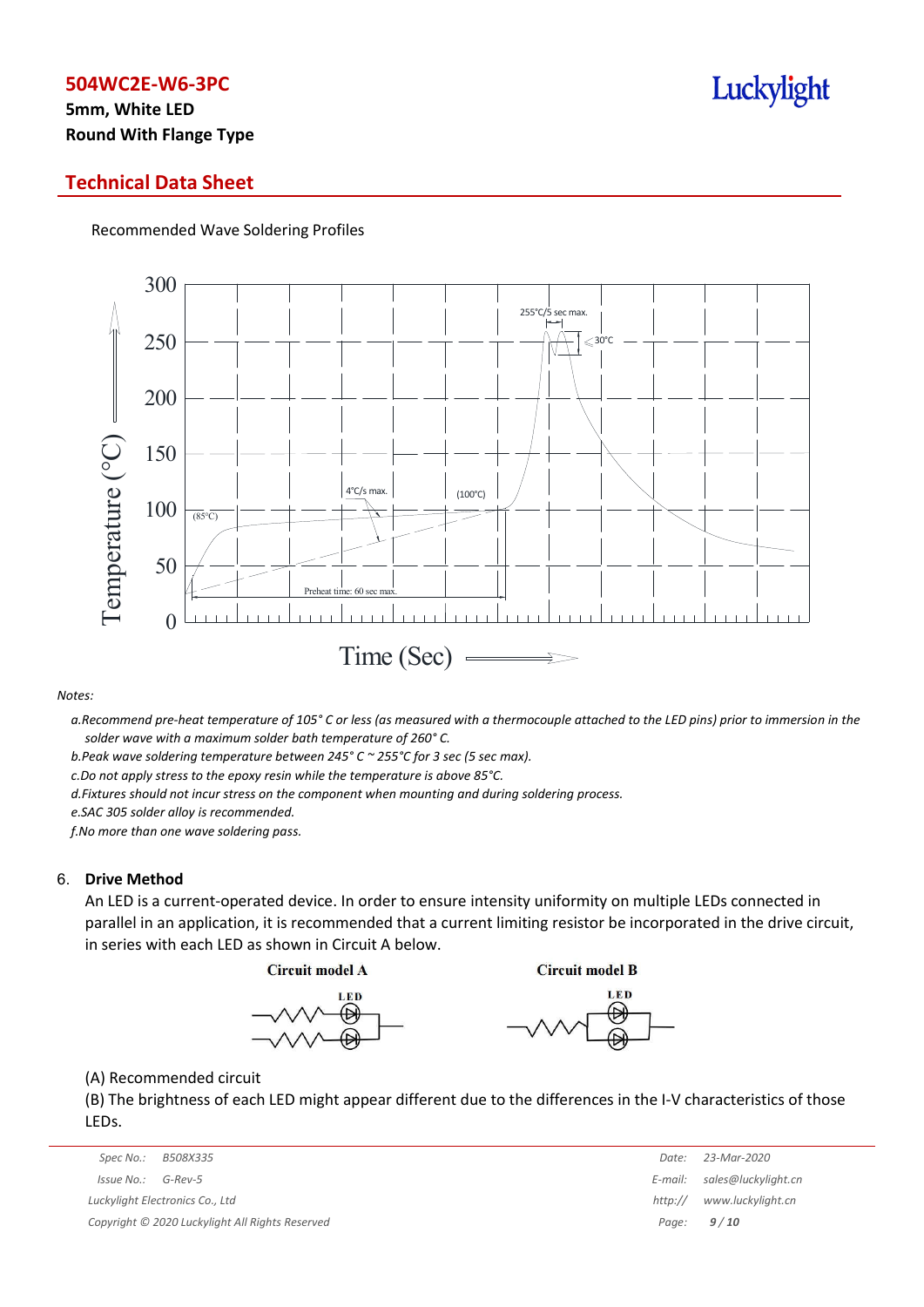Recommended Wave Soldering Profiles

*Notes:*

*a.Recommend pre-heat temperature of 105° C or less (as measured with a thermocouple attached to the LED pins) prior to immersion in the solder wave with a maximum solder bath temperature of 260° C.*

*b.Peak wave soldering temperature between 245° C ~ 255°C for 3 sec (5 sec max).*

*c.Do not apply stress to the epoxy resin while the temperature is above 85°C.*

*d.Fixtures should not incur stress on the component when mounting and during soldering process.*

*e.SAC 305 solder alloy is recommended.*

*f.No more than one wave soldering pass.*

## 6. Drive Method

An LED is a current-operated device. In order to ensure intensity uniformity on multiple LEDs connected in parallel in an application, it is recommended that a current limiting resistor be incorporated in the drive circuit, in series with each LED as shown in Circuit A below.

Circuit model A

Circuit model B

(A) Recommended circuit

(B) The brightness of each LED might appear different due to the differences in the I-V characteristics of those LEDs.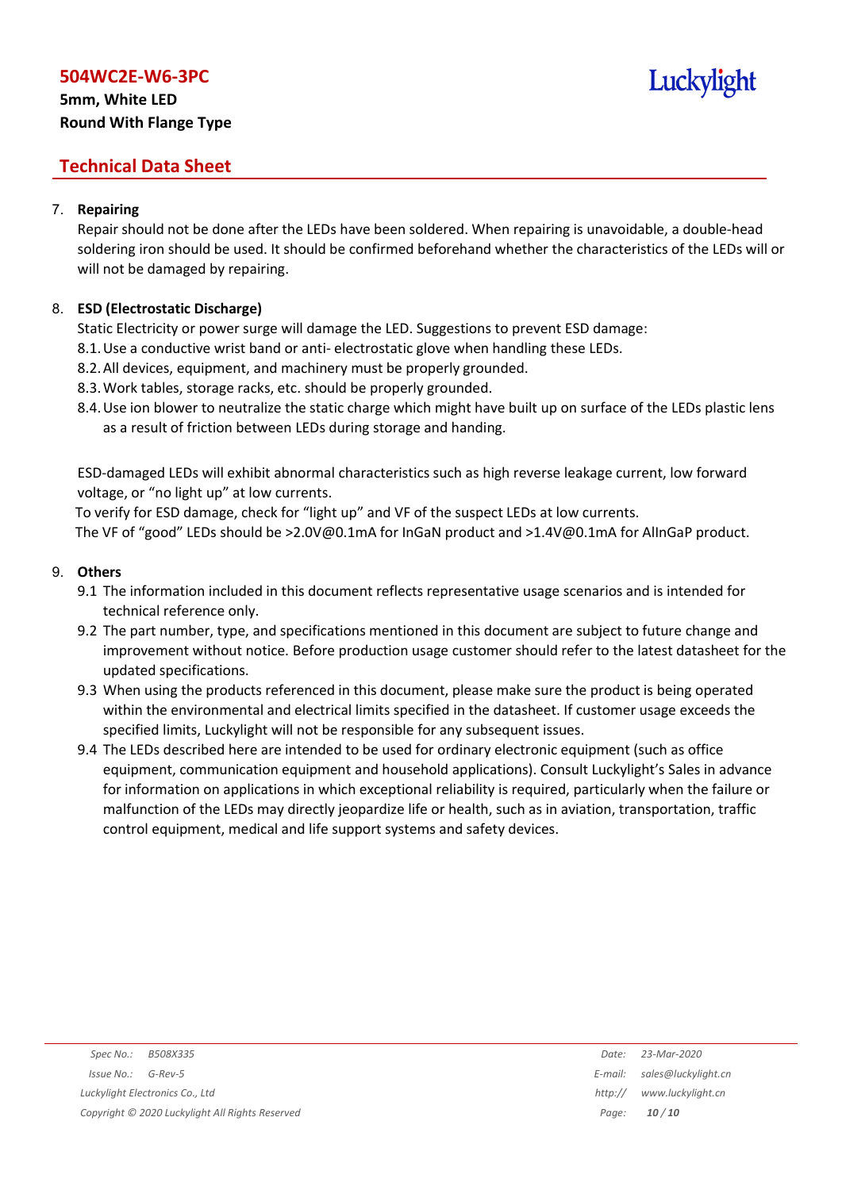7. **Repairing**

   Repair should not be done after the LEDs have been soldered. When repairing is unavoidable, a double-head soldering iron should be used. It should be confirmed beforehand whether the characteristics of the LEDs will or will not be damaged by repairing.

8. **ESD (Electrostatic Discharge)**

   Static Electricity or power surge will damage the LED. Suggestions to prevent ESD damage:

   8.1. Use a conductive wrist band or anti- electrostatic glove when handling these LEDs.

   8.2. All devices, equipment, and machinery must be properly grounded.

   8.3. Work tables, storage racks, etc. should be properly grounded.

   8.4. Use ion blower to neutralize the static charge which might have built up on surface of the LEDs plastic lens as a result of friction between LEDs during storage and handing.

   ESD-damaged LEDs will exhibit abnormal characteristics such as high reverse leakage current, low forward voltage, or "no light up" at low currents.

   To verify for ESD damage, check for "light up" and VF of the suspect LEDs at low currents.

   The VF of "good" LEDs should be >2.0V@0.1mA for InGaN product and >1.4V@0.1mA for AlInGaP product.

9. **Others**

   9.1 The information included in this document reflects representative usage scenarios and is intended for technical reference only.

   9.2 The part number, type, and specifications mentioned in this document are subject to future change and improvement without notice. Before production usage customer should refer to the latest datasheet for the updated specifications.

   9.3 When using the products referenced in this document, please make sure the product is being operated within the environmental and electrical limits specified in the datasheet. If customer usage exceeds the specified limits, Luckylight will not be responsible for any subsequent issues.

   9.4 The LEDs described here are intended to be used for ordinary electronic equipment (such as office equipment, communication equipment and household applications). Consult Luckylight's Sales in advance for information on applications in which exceptional reliability is required, particularly when the failure or malfunction of the LEDs may directly jeopardize life or health, such as in aviation, transportation, traffic control equipment, medical and life support systems and safety devices.